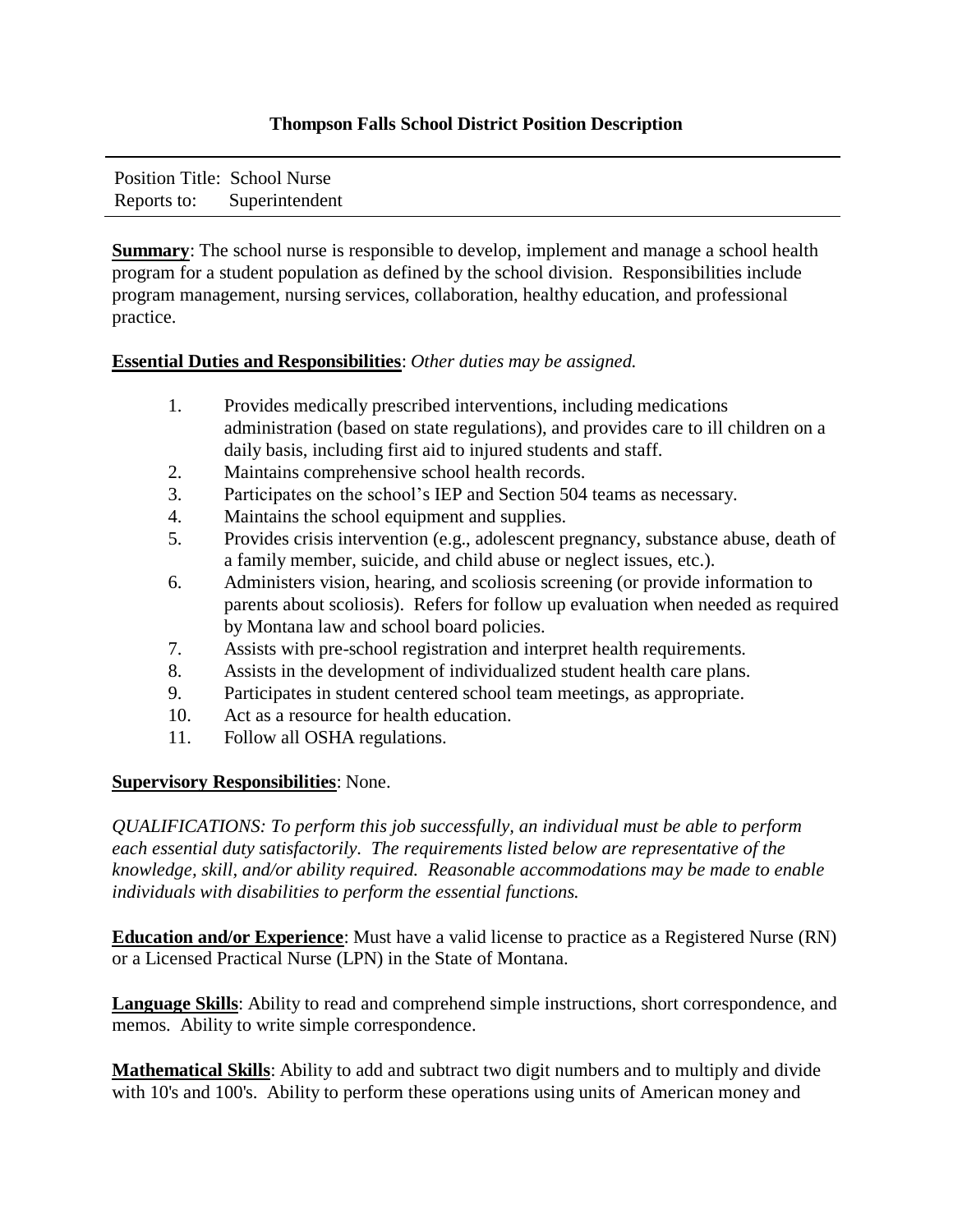# Thompson Falls School District Position Description

Position Title: School Nurse
Reports to: Superintendent

**Summary**: The school nurse is responsible to develop, implement and manage a school health program for a student population as defined by the school division. Responsibilities include program management, nursing services, collaboration, healthy education, and professional practice.

**Essential Duties and Responsibilities**: *Other duties may be assigned.*

1. Provides medically prescribed interventions, including medications administration (based on state regulations), and provides care to ill children on a daily basis, including first aid to injured students and staff.
2. Maintains comprehensive school health records.
3. Participates on the school's IEP and Section 504 teams as necessary.
4. Maintains the school equipment and supplies.
5. Provides crisis intervention (e.g., adolescent pregnancy, substance abuse, death of a family member, suicide, and child abuse or neglect issues, etc.).
6. Administers vision, hearing, and scoliosis screening (or provide information to parents about scoliosis). Refers for follow up evaluation when needed as required by Montana law and school board policies.
7. Assists with pre-school registration and interpret health requirements.
8. Assists in the development of individualized student health care plans.
9. Participates in student centered school team meetings, as appropriate.
10. Act as a resource for health education.
11. Follow all OSHA regulations.

**Supervisory Responsibilities**: None.

*QUALIFICATIONS: To perform this job successfully, an individual must be able to perform each essential duty satisfactorily. The requirements listed below are representative of the knowledge, skill, and/or ability required. Reasonable accommodations may be made to enable individuals with disabilities to perform the essential functions.*

**Education and/or Experience**: Must have a valid license to practice as a Registered Nurse (RN) or a Licensed Practical Nurse (LPN) in the State of Montana.

**Language Skills**: Ability to read and comprehend simple instructions, short correspondence, and memos. Ability to write simple correspondence.

**Mathematical Skills**: Ability to add and subtract two digit numbers and to multiply and divide with 10's and 100's. Ability to perform these operations using units of American money and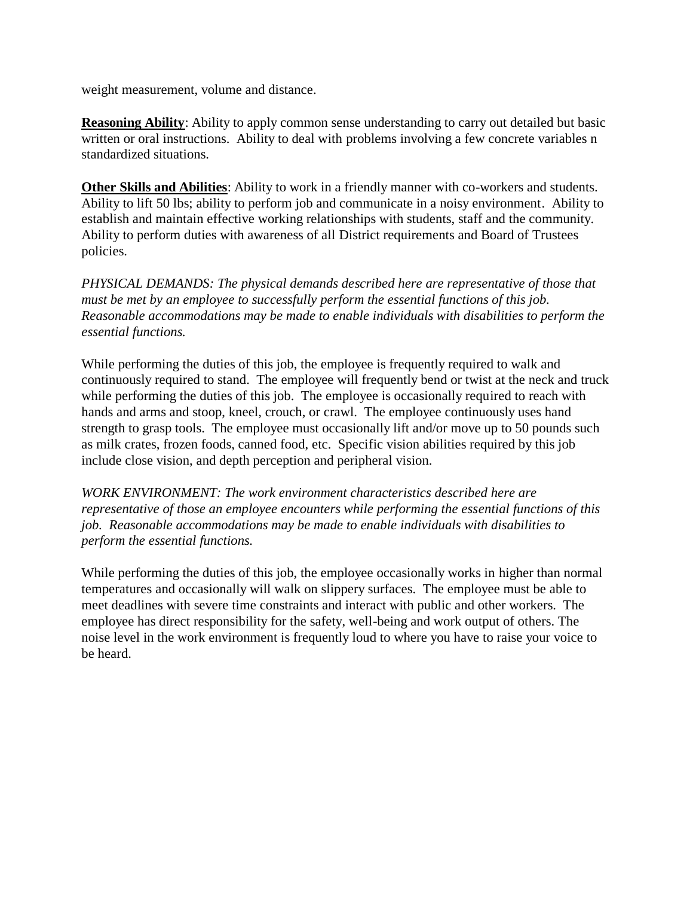weight measurement, volume and distance.

**Reasoning Ability**: Ability to apply common sense understanding to carry out detailed but basic written or oral instructions. Ability to deal with problems involving a few concrete variables n standardized situations.

**Other Skills and Abilities**: Ability to work in a friendly manner with co-workers and students. Ability to lift 50 lbs; ability to perform job and communicate in a noisy environment. Ability to establish and maintain effective working relationships with students, staff and the community. Ability to perform duties with awareness of all District requirements and Board of Trustees policies.

*PHYSICAL DEMANDS: The physical demands described here are representative of those that must be met by an employee to successfully perform the essential functions of this job. Reasonable accommodations may be made to enable individuals with disabilities to perform the essential functions.*

While performing the duties of this job, the employee is frequently required to walk and continuously required to stand. The employee will frequently bend or twist at the neck and truck while performing the duties of this job. The employee is occasionally required to reach with hands and arms and stoop, kneel, crouch, or crawl. The employee continuously uses hand strength to grasp tools. The employee must occasionally lift and/or move up to 50 pounds such as milk crates, frozen foods, canned food, etc. Specific vision abilities required by this job include close vision, and depth perception and peripheral vision.

*WORK ENVIRONMENT: The work environment characteristics described here are representative of those an employee encounters while performing the essential functions of this job. Reasonable accommodations may be made to enable individuals with disabilities to perform the essential functions.*

While performing the duties of this job, the employee occasionally works in higher than normal temperatures and occasionally will walk on slippery surfaces. The employee must be able to meet deadlines with severe time constraints and interact with public and other workers. The employee has direct responsibility for the safety, well-being and work output of others. The noise level in the work environment is frequently loud to where you have to raise your voice to be heard.